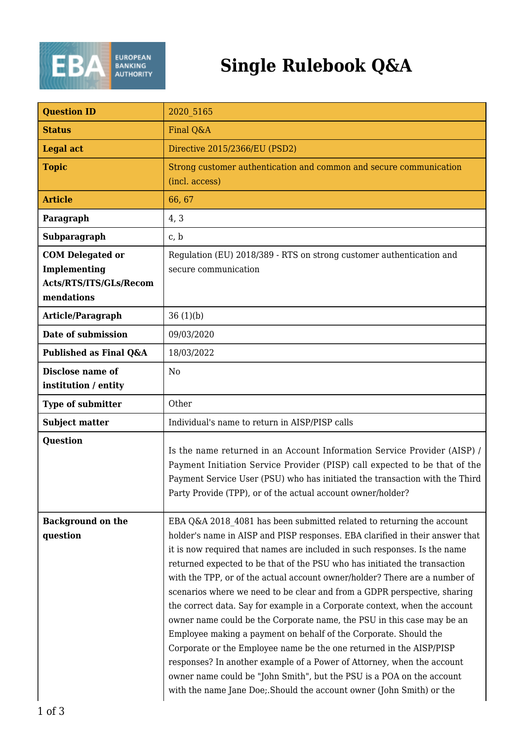# Single Rulebook Q&A

| Question ID | 2020_5165 |
|---|---|
| **Status** | Final Q&A |
| **Legal act** | Directive 2015/2366/EU (PSD2) |
| **Topic** | Strong customer authentication and common and secure communication (incl. access) |
| **Article** | 66, 67 |
| **Paragraph** | 4, 3 |
| **Subparagraph** | c, b |
| **COM Delegated or Implementing Acts/RTS/ITS/GLs/Recommendations** | Regulation (EU) 2018/389 - RTS on strong customer authentication and secure communication |
| **Article/Paragraph** | 36 (1)(b) |
| **Date of submission** | 09/03/2020 |
| **Published as Final Q&A** | 18/03/2022 |
| **Disclose name of institution / entity** | No |
| **Type of submitter** | Other |
| **Subject matter** | Individual's name to return in AISP/PISP calls |
| **Question** | Is the name returned in an Account Information Service Provider (AISP) / Payment Initiation Service Provider (PISP) call expected to be that of the Payment Service User (PSU) who has initiated the transaction with the Third Party Provide (TPP), or of the actual account owner/holder? |
| **Background on the question** | EBA Q&A 2018_4081 has been submitted related to returning the account holder's name in AISP and PISP responses. EBA clarified in their answer that it is now required that names are included in such responses. Is the name returned expected to be that of the PSU who has initiated the transaction with the TPP, or of the actual account owner/holder? There are a number of scenarios where we need to be clear and from a GDPR perspective, sharing the correct data. Say for example in a Corporate context, when the account owner name could be the Corporate name, the PSU in this case may be an Employee making a payment on behalf of the Corporate. Should the Corporate or the Employee name be the one returned in the AISP/PISP responses? In another example of a Power of Attorney, when the account owner name could be "John Smith", but the PSU is a POA on the account with the name Jane Doe;.Should the account owner (John Smith) or the |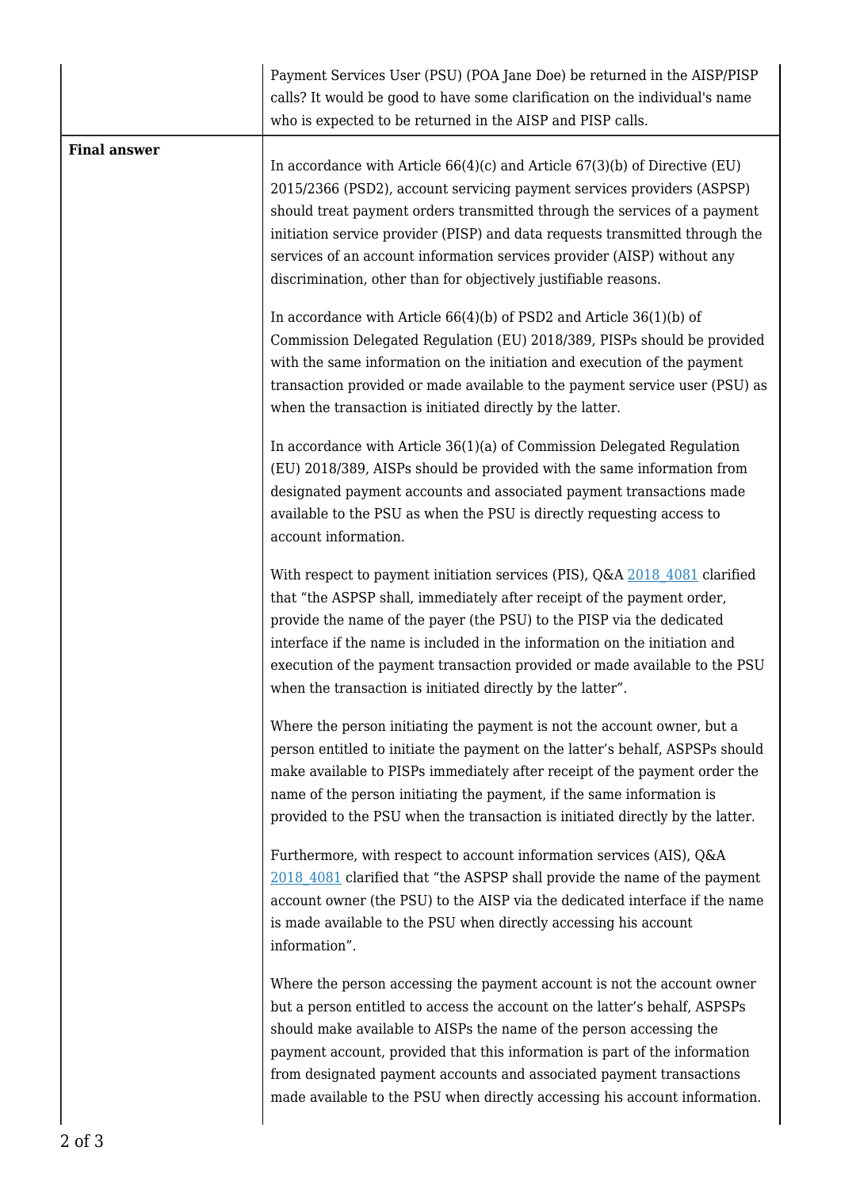| | |
|---|---|
| | Payment Services User (PSU) (POA Jane Doe) be returned in the AISP/PISP calls? It would be good to have some clarification on the individual's name who is expected to be returned in the AISP and PISP calls. |
| **Final answer** | In accordance with Article 66(4)(c) and Article 67(3)(b) of Directive (EU) 2015/2366 (PSD2), account servicing payment services providers (ASPSP) should treat payment orders transmitted through the services of a payment initiation service provider (PISP) and data requests transmitted through the services of an account information services provider (AISP) without any discrimination, other than for objectively justifiable reasons.<br><br>In accordance with Article 66(4)(b) of PSD2 and Article 36(1)(b) of Commission Delegated Regulation (EU) 2018/389, PISPs should be provided with the same information on the initiation and execution of the payment transaction provided or made available to the payment service user (PSU) as when the transaction is initiated directly by the latter.<br><br>In accordance with Article 36(1)(a) of Commission Delegated Regulation (EU) 2018/389, AISPs should be provided with the same information from designated payment accounts and associated payment transactions made available to the PSU as when the PSU is directly requesting access to account information.<br><br>With respect to payment initiation services (PIS), Q&A 2018_4081 clarified that "the ASPSP shall, immediately after receipt of the payment order, provide the name of the payer (the PSU) to the PISP via the dedicated interface if the name is included in the information on the initiation and execution of the payment transaction provided or made available to the PSU when the transaction is initiated directly by the latter".<br><br>Where the person initiating the payment is not the account owner, but a person entitled to initiate the payment on the latter's behalf, ASPSPs should make available to PISPs immediately after receipt of the payment order the name of the person initiating the payment, if the same information is provided to the PSU when the transaction is initiated directly by the latter.<br><br>Furthermore, with respect to account information services (AIS), Q&A 2018_4081 clarified that "the ASPSP shall provide the name of the payment account owner (the PSU) to the AISP via the dedicated interface if the name is made available to the PSU when directly accessing his account information".<br><br>Where the person accessing the payment account is not the account owner but a person entitled to access the account on the latter's behalf, ASPSPs should make available to AISPs the name of the person accessing the payment account, provided that this information is part of the information from designated payment accounts and associated payment transactions made available to the PSU when directly accessing his account information. |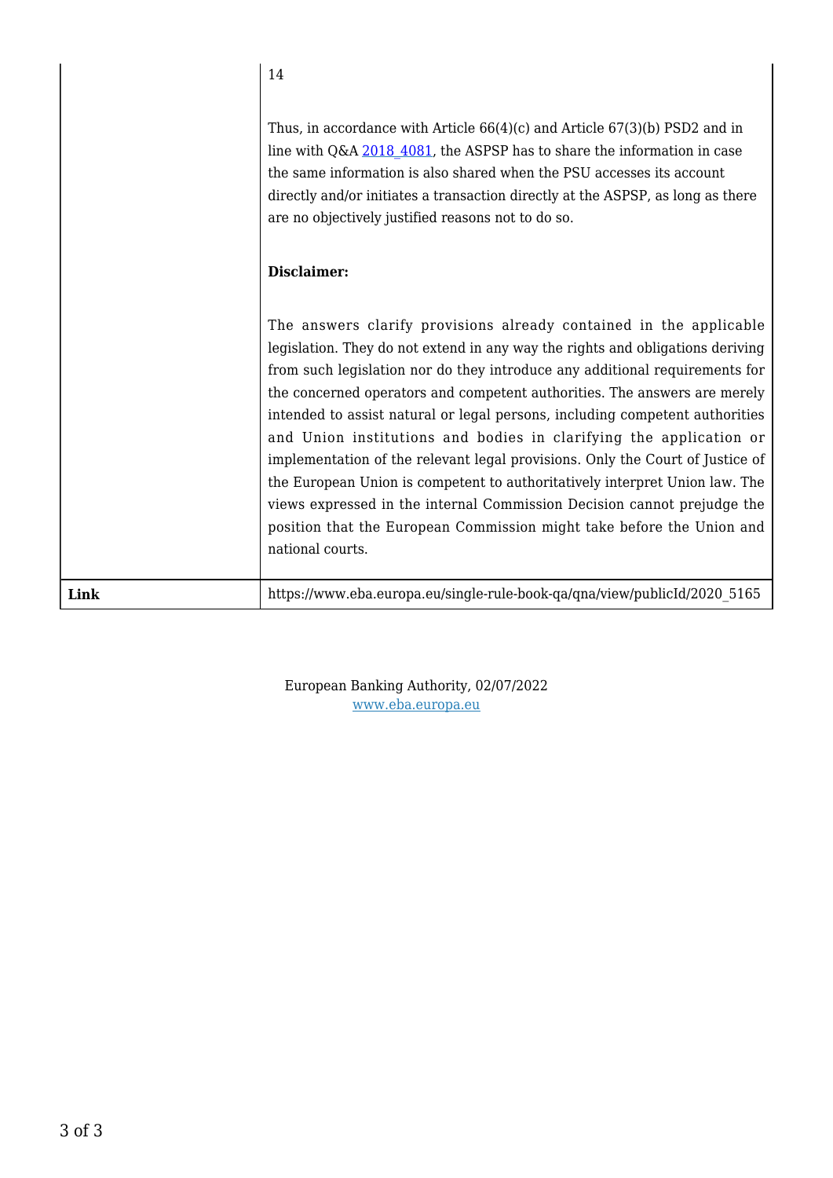| | |
|---|---|
| | 14<br><br>Thus, in accordance with Article 66(4)(c) and Article 67(3)(b) PSD2 and in line with Q&A 2018_4081, the ASPSP has to share the information in case the same information is also shared when the PSU accesses its account directly and/or initiates a transaction directly at the ASPSP, as long as there are no objectively justified reasons not to do so.<br><br>**Disclaimer:**<br><br>The answers clarify provisions already contained in the applicable legislation. They do not extend in any way the rights and obligations deriving from such legislation nor do they introduce any additional requirements for the concerned operators and competent authorities. The answers are merely intended to assist natural or legal persons, including competent authorities and Union institutions and bodies in clarifying the application or implementation of the relevant legal provisions. Only the Court of Justice of the European Union is competent to authoritatively interpret Union law. The views expressed in the internal Commission Decision cannot prejudge the position that the European Commission might take before the Union and national courts. |
| **Link** | https://www.eba.europa.eu/single-rule-book-qa/qna/view/publicId/2020_5165 |

European Banking Authority, 02/07/2022
www.eba.europa.eu